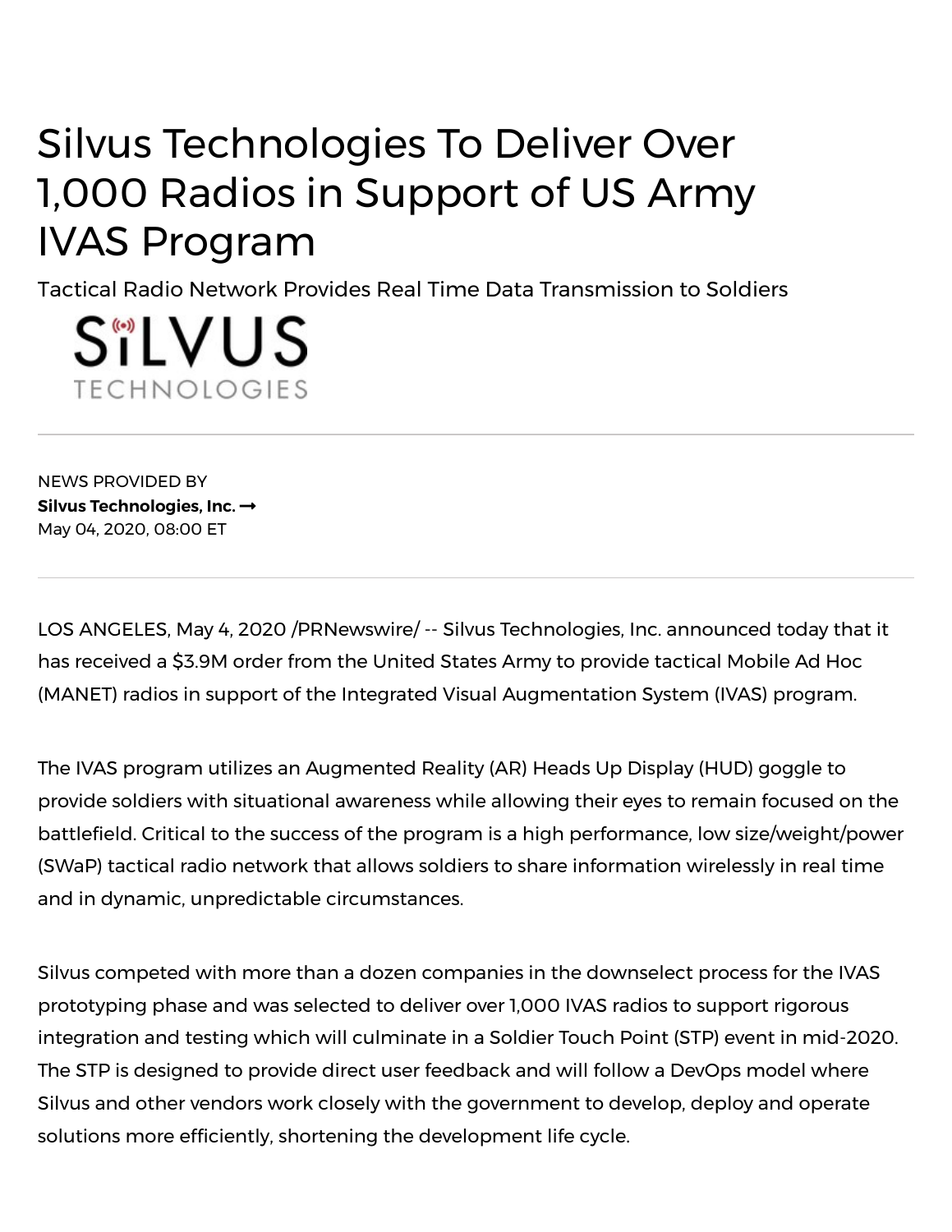# Silvus Technologies To Deliver Over 1,000 Radios in Support of US Army IVAS Program

Tactical Radio Network Provides Real Time Data Transmission to Soldiers

SILVUS TECHNOLOGIES

NEWS PROVIDED BY

**Silvus Technologies, Inc. →**

May 04, 2020, 08:00 ET

LOS ANGELES, May 4, 2020 /PRNewswire/ -- Silvus Technologies, Inc. announced today that it has received a $3.9M order from the United States Army to provide tactical Mobile Ad Hoc (MANET) radios in support of the Integrated Visual Augmentation System (IVAS) program.

The IVAS program utilizes an Augmented Reality (AR) Heads Up Display (HUD) goggle to provide soldiers with situational awareness while allowing their eyes to remain focused on the battlefield. Critical to the success of the program is a high performance, low size/weight/power (SWaP) tactical radio network that allows soldiers to share information wirelessly in real time and in dynamic, unpredictable circumstances.

Silvus competed with more than a dozen companies in the downselect process for the IVAS prototyping phase and was selected to deliver over 1,000 IVAS radios to support rigorous integration and testing which will culminate in a Soldier Touch Point (STP) event in mid-2020. The STP is designed to provide direct user feedback and will follow a DevOps model where Silvus and other vendors work closely with the government to develop, deploy and operate solutions more efficiently, shortening the development life cycle.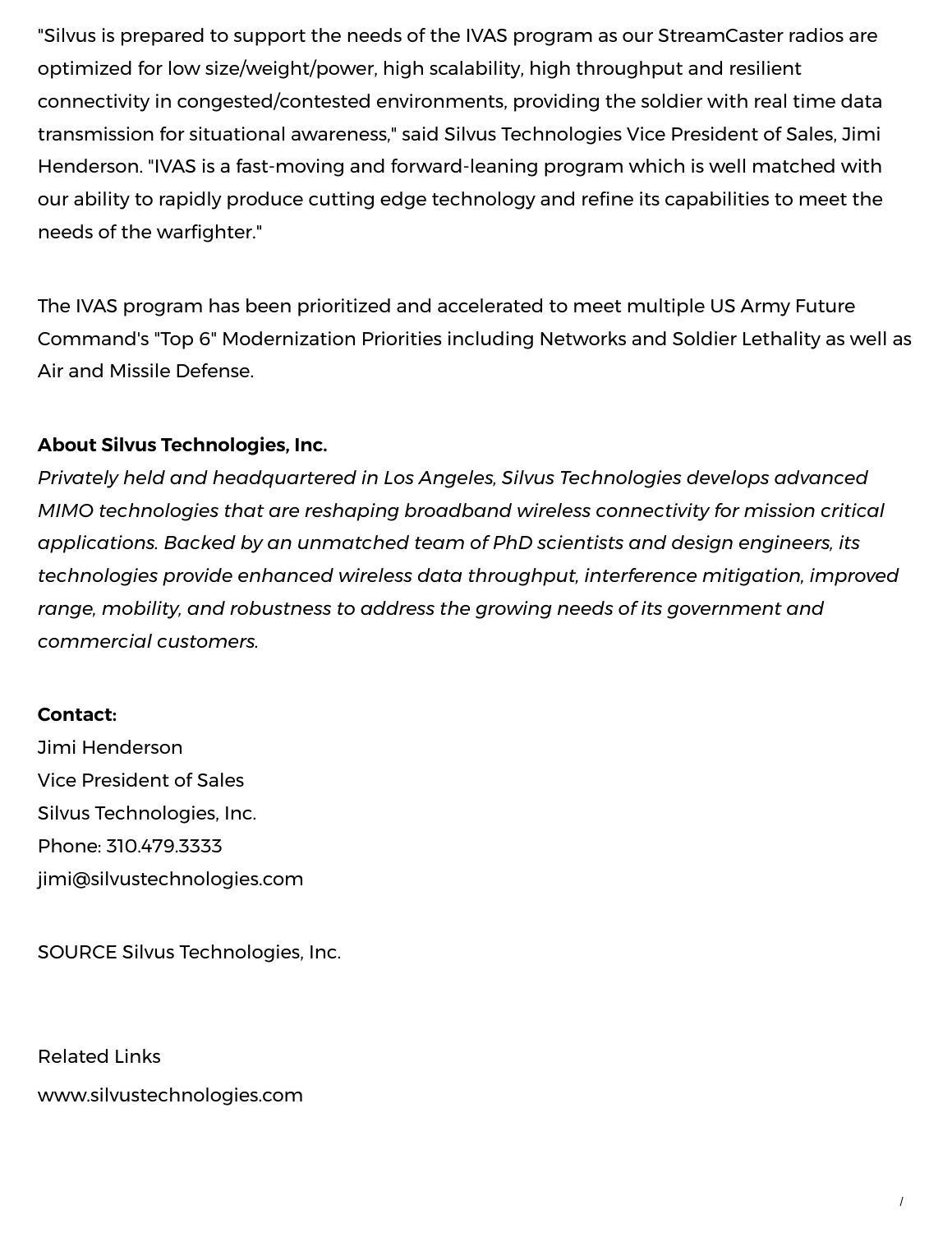"Silvus is prepared to support the needs of the IVAS program as our StreamCaster radios are optimized for low size/weight/power, high scalability, high throughput and resilient connectivity in congested/contested environments, providing the soldier with real time data transmission for situational awareness," said Silvus Technologies Vice President of Sales, Jimi Henderson. "IVAS is a fast-moving and forward-leaning program which is well matched with our ability to rapidly produce cutting edge technology and refine its capabilities to meet the needs of the warfighter."

The IVAS program has been prioritized and accelerated to meet multiple US Army Future Command's "Top 6" Modernization Priorities including Networks and Soldier Lethality as well as Air and Missile Defense.

**About Silvus Technologies, Inc.**

*Privately held and headquartered in Los Angeles, Silvus Technologies develops advanced MIMO technologies that are reshaping broadband wireless connectivity for mission critical applications. Backed by an unmatched team of PhD scientists and design engineers, its technologies provide enhanced wireless data throughput, interference mitigation, improved range, mobility, and robustness to address the growing needs of its government and commercial customers.*

**Contact:**

Jimi Henderson
Vice President of Sales
Silvus Technologies, Inc.
Phone: 310.479.3333
jimi@silvustechnologies.com

SOURCE Silvus Technologies, Inc.

Related Links

www.silvustechnologies.com